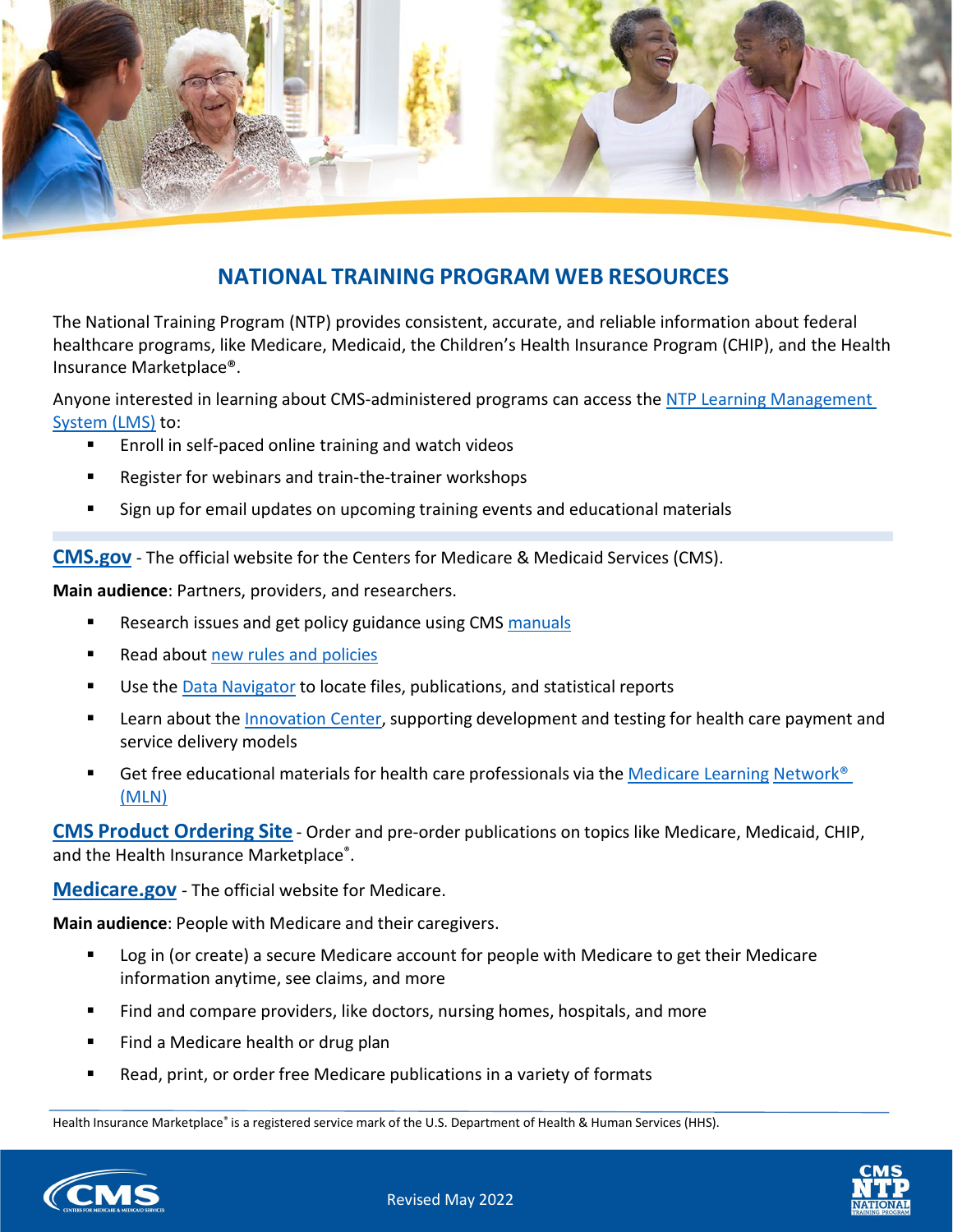# NATIONAL TRAINING PROGRAM WEB RESOURCES

The National Training Program (NTP) provides consistent, accurate, and reliable information about federal healthcare programs, like Medicare, Medicaid, the Children's Health Insurance Program (CHIP), and the Health Insurance Marketplace®.

Anyone interested in learning about CMS-administered programs can access the NTP Learning Management System (LMS) to:

- Enroll in self-paced online training and watch videos
- Register for webinars and train-the-trainer workshops
- Sign up for email updates on upcoming training events and educational materials

**CMS.gov** - The official website for the Centers for Medicare & Medicaid Services (CMS).

**Main audience**: Partners, providers, and researchers.

- Research issues and get policy guidance using CMS manuals
- Read about new rules and policies
- Use the Data Navigator to locate files, publications, and statistical reports
- Learn about the Innovation Center, supporting development and testing for health care payment and service delivery models
- Get free educational materials for health care professionals via the Medicare Learning Network® (MLN)

**CMS Product Ordering Site** - Order and pre-order publications on topics like Medicare, Medicaid, CHIP, and the Health Insurance Marketplace®.

**Medicare.gov** - The official website for Medicare.

**Main audience**: People with Medicare and their caregivers.

- Log in (or create) a secure Medicare account for people with Medicare to get their Medicare information anytime, see claims, and more
- Find and compare providers, like doctors, nursing homes, hospitals, and more
- Find a Medicare health or drug plan
- Read, print, or order free Medicare publications in a variety of formats

Health Insurance Marketplace® is a registered service mark of the U.S. Department of Health & Human Services (HHS).

Revised May 2022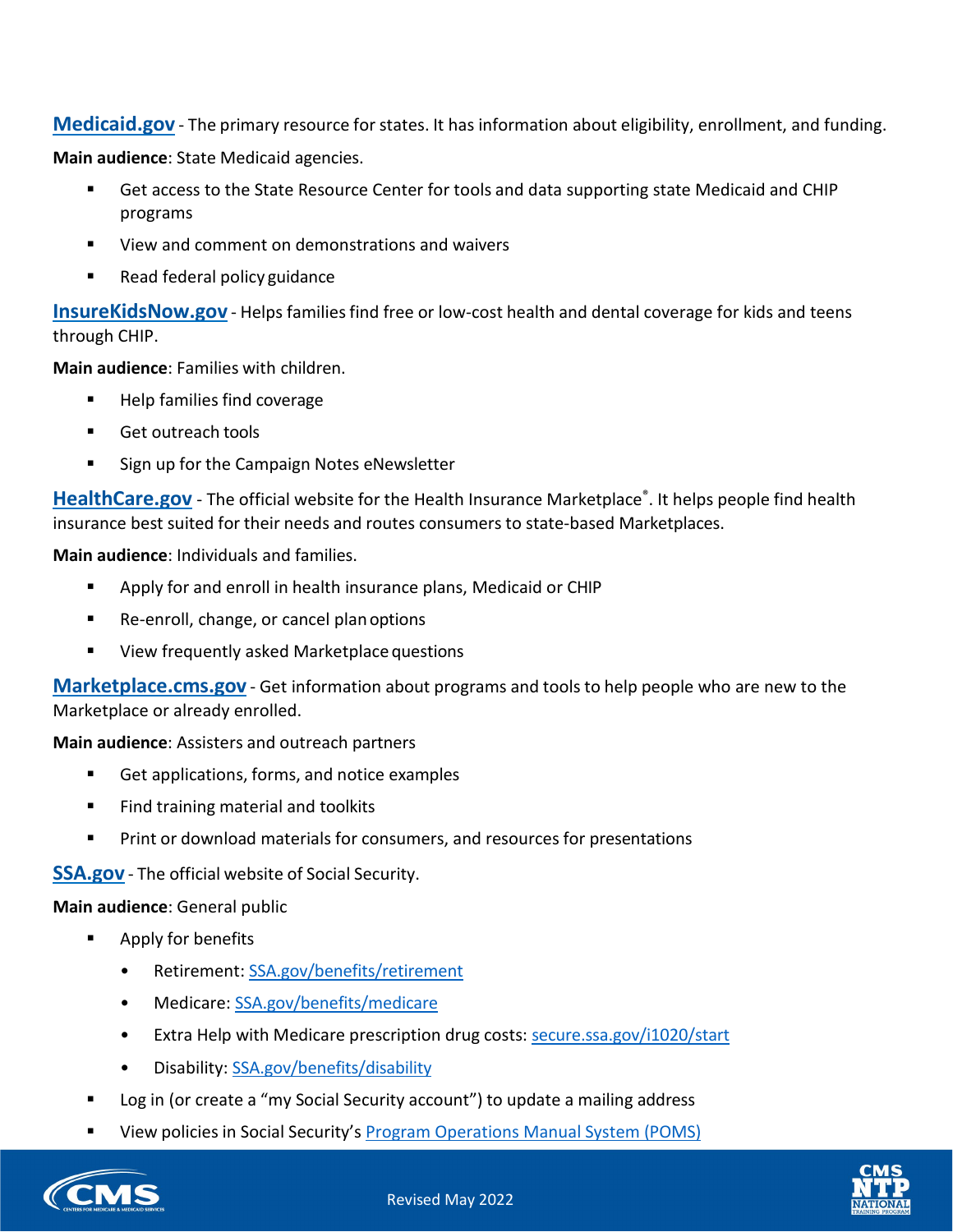**Medicaid.gov** - The primary resource for states. It has information about eligibility, enrollment, and funding.

**Main audience**: State Medicaid agencies.

- Get access to the State Resource Center for tools and data supporting state Medicaid and CHIP programs
- View and comment on demonstrations and waivers
- Read federal policy guidance

**InsureKidsNow.gov** - Helps families find free or low-cost health and dental coverage for kids and teens through CHIP.

**Main audience**: Families with children.

- Help families find coverage
- Get outreach tools
- Sign up for the Campaign Notes eNewsletter

**HealthCare.gov** - The official website for the Health Insurance Marketplace®. It helps people find health insurance best suited for their needs and routes consumers to state-based Marketplaces.

**Main audience**: Individuals and families.

- Apply for and enroll in health insurance plans, Medicaid or CHIP
- Re-enroll, change, or cancel plan options
- View frequently asked Marketplace questions

**Marketplace.cms.gov** - Get information about programs and tools to help people who are new to the Marketplace or already enrolled.

**Main audience**: Assisters and outreach partners

- Get applications, forms, and notice examples
- Find training material and toolkits
- Print or download materials for consumers, and resources for presentations

**SSA.gov** - The official website of Social Security.

**Main audience**: General public

- Apply for benefits
  - Retirement: SSA.gov/benefits/retirement
  - Medicare: SSA.gov/benefits/medicare
  - Extra Help with Medicare prescription drug costs: secure.ssa.gov/i1020/start
  - Disability: SSA.gov/benefits/disability
- Log in (or create a "my Social Security account") to update a mailing address
- View policies in Social Security's Program Operations Manual System (POMS)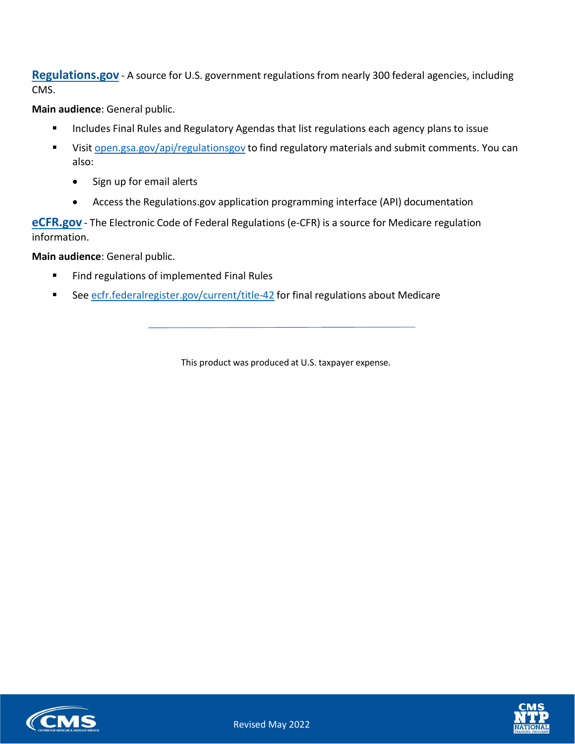**Regulations.gov** - A source for U.S. government regulations from nearly 300 federal agencies, including CMS.

**Main audience**: General public.

- Includes Final Rules and Regulatory Agendas that list regulations each agency plans to issue
- Visit open.gsa.gov/api/regulationsgov to find regulatory materials and submit comments. You can also:
  - Sign up for email alerts
  - Access the Regulations.gov application programming interface (API) documentation

**eCFR.gov** - The Electronic Code of Federal Regulations (e-CFR) is a source for Medicare regulation information.

**Main audience**: General public.

- Find regulations of implemented Final Rules
- See ecfr.federalregister.gov/current/title-42 for final regulations about Medicare

---

This product was produced at U.S. taxpayer expense.

Revised May 2022